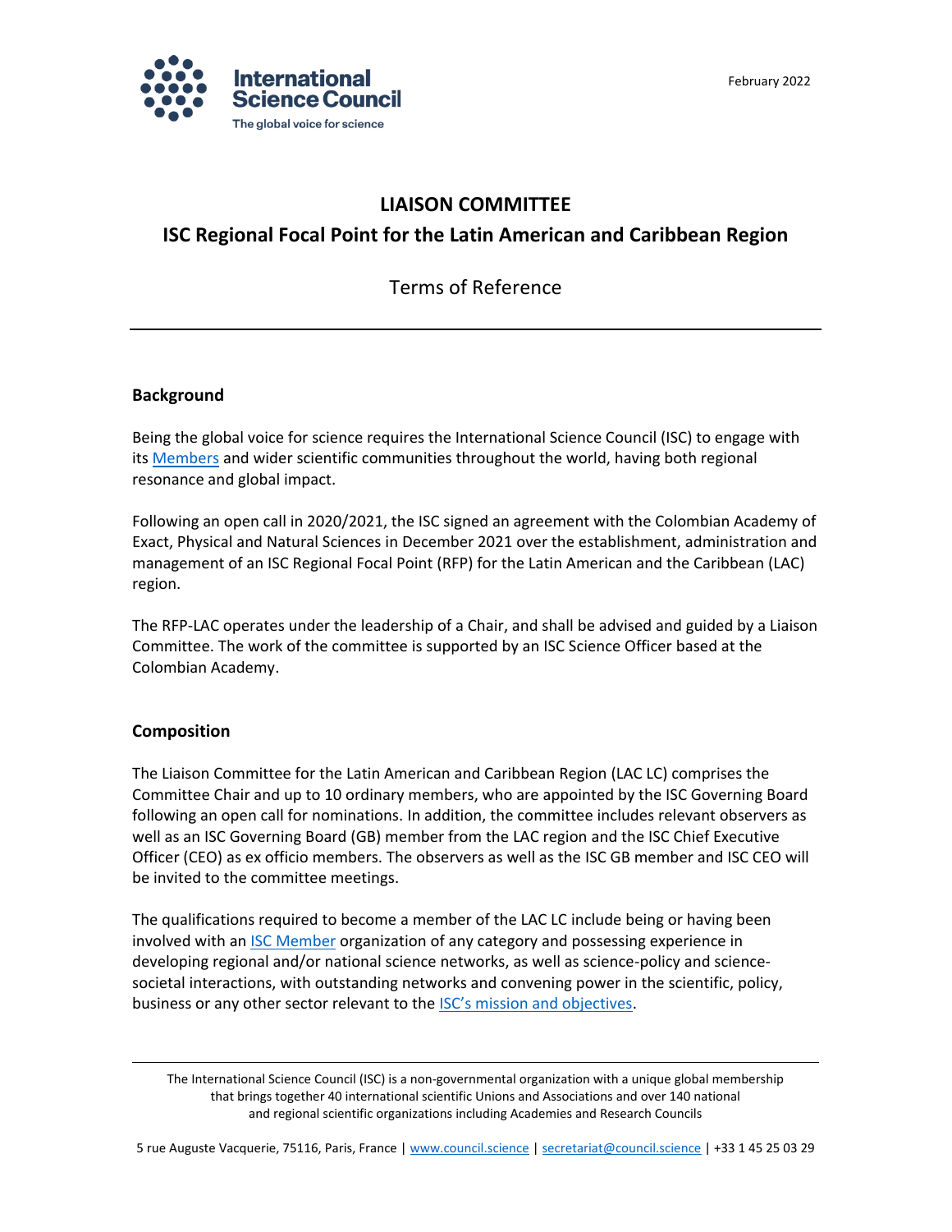February 2022

# LIAISON COMMITTEE

# ISC Regional Focal Point for the Latin American and Caribbean Region

## Terms of Reference

### Background

Being the global voice for science requires the International Science Council (ISC) to engage with its Members and wider scientific communities throughout the world, having both regional resonance and global impact.

Following an open call in 2020/2021, the ISC signed an agreement with the Colombian Academy of Exact, Physical and Natural Sciences in December 2021 over the establishment, administration and management of an ISC Regional Focal Point (RFP) for the Latin American and the Caribbean (LAC) region.

The RFP-LAC operates under the leadership of a Chair, and shall be advised and guided by a Liaison Committee. The work of the committee is supported by an ISC Science Officer based at the Colombian Academy.

### Composition

The Liaison Committee for the Latin American and Caribbean Region (LAC LC) comprises the Committee Chair and up to 10 ordinary members, who are appointed by the ISC Governing Board following an open call for nominations. In addition, the committee includes relevant observers as well as an ISC Governing Board (GB) member from the LAC region and the ISC Chief Executive Officer (CEO) as ex officio members. The observers as well as the ISC GB member and ISC CEO will be invited to the committee meetings.

The qualifications required to become a member of the LAC LC include being or having been involved with an ISC Member organization of any category and possessing experience in developing regional and/or national science networks, as well as science-policy and science-societal interactions, with outstanding networks and convening power in the scientific, policy, business or any other sector relevant to the ISC's mission and objectives.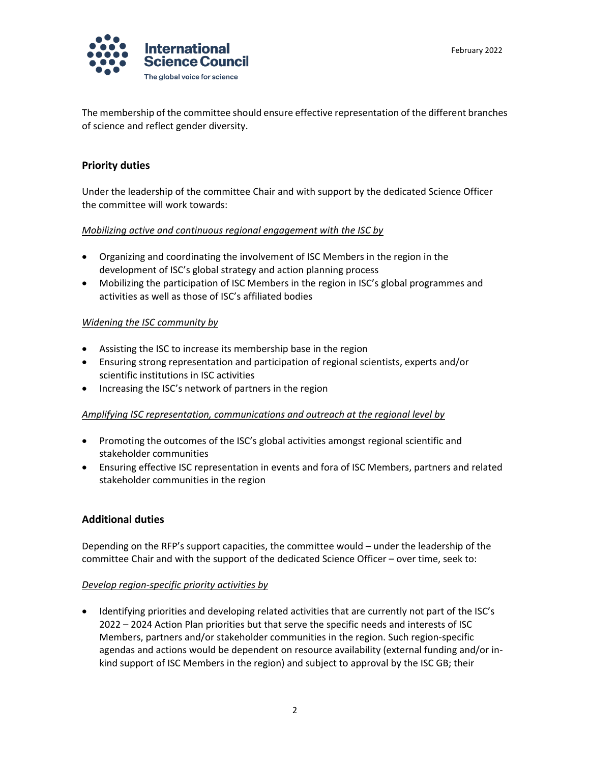The membership of the committee should ensure effective representation of the different branches of science and reflect gender diversity.

## Priority duties

Under the leadership of the committee Chair and with support by the dedicated Science Officer the committee will work towards:

*Mobilizing active and continuous regional engagement with the ISC by*

- Organizing and coordinating the involvement of ISC Members in the region in the development of ISC's global strategy and action planning process
- Mobilizing the participation of ISC Members in the region in ISC's global programmes and activities as well as those of ISC's affiliated bodies

*Widening the ISC community by*

- Assisting the ISC to increase its membership base in the region
- Ensuring strong representation and participation of regional scientists, experts and/or scientific institutions in ISC activities
- Increasing the ISC's network of partners in the region

*Amplifying ISC representation, communications and outreach at the regional level by*

- Promoting the outcomes of the ISC's global activities amongst regional scientific and stakeholder communities
- Ensuring effective ISC representation in events and fora of ISC Members, partners and related stakeholder communities in the region

## Additional duties

Depending on the RFP's support capacities, the committee would – under the leadership of the committee Chair and with the support of the dedicated Science Officer – over time, seek to:

*Develop region-specific priority activities by*

- Identifying priorities and developing related activities that are currently not part of the ISC's 2022 – 2024 Action Plan priorities but that serve the specific needs and interests of ISC Members, partners and/or stakeholder communities in the region. Such region-specific agendas and actions would be dependent on resource availability (external funding and/or in-kind support of ISC Members in the region) and subject to approval by the ISC GB; their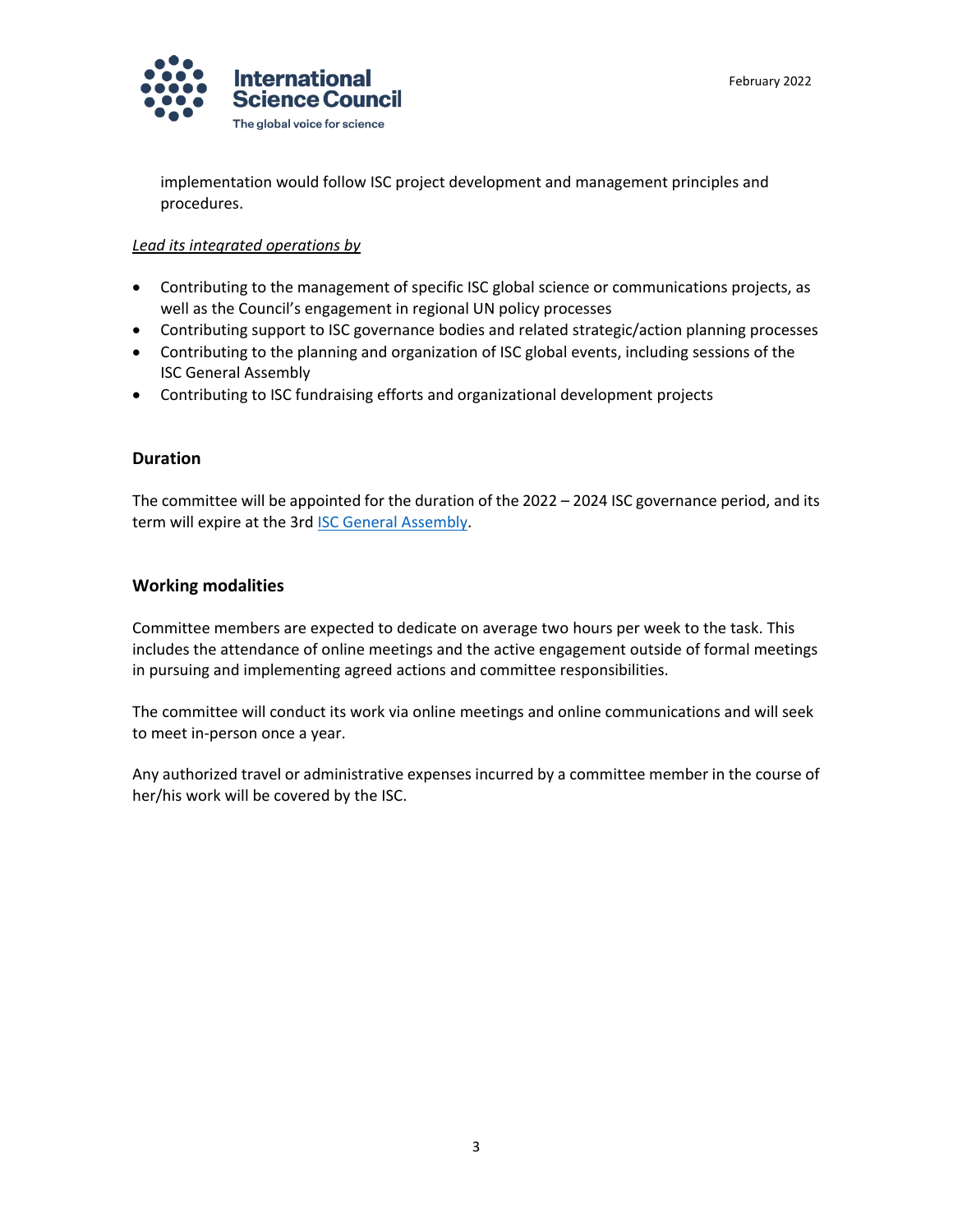implementation would follow ISC project development and management principles and procedures.

*Lead its integrated operations by*

- Contributing to the management of specific ISC global science or communications projects, as well as the Council's engagement in regional UN policy processes
- Contributing support to ISC governance bodies and related strategic/action planning processes
- Contributing to the planning and organization of ISC global events, including sessions of the ISC General Assembly
- Contributing to ISC fundraising efforts and organizational development projects

## Duration

The committee will be appointed for the duration of the 2022 – 2024 ISC governance period, and its term will expire at the 3rd ISC General Assembly.

## Working modalities

Committee members are expected to dedicate on average two hours per week to the task. This includes the attendance of online meetings and the active engagement outside of formal meetings in pursuing and implementing agreed actions and committee responsibilities.

The committee will conduct its work via online meetings and online communications and will seek to meet in-person once a year.

Any authorized travel or administrative expenses incurred by a committee member in the course of her/his work will be covered by the ISC.